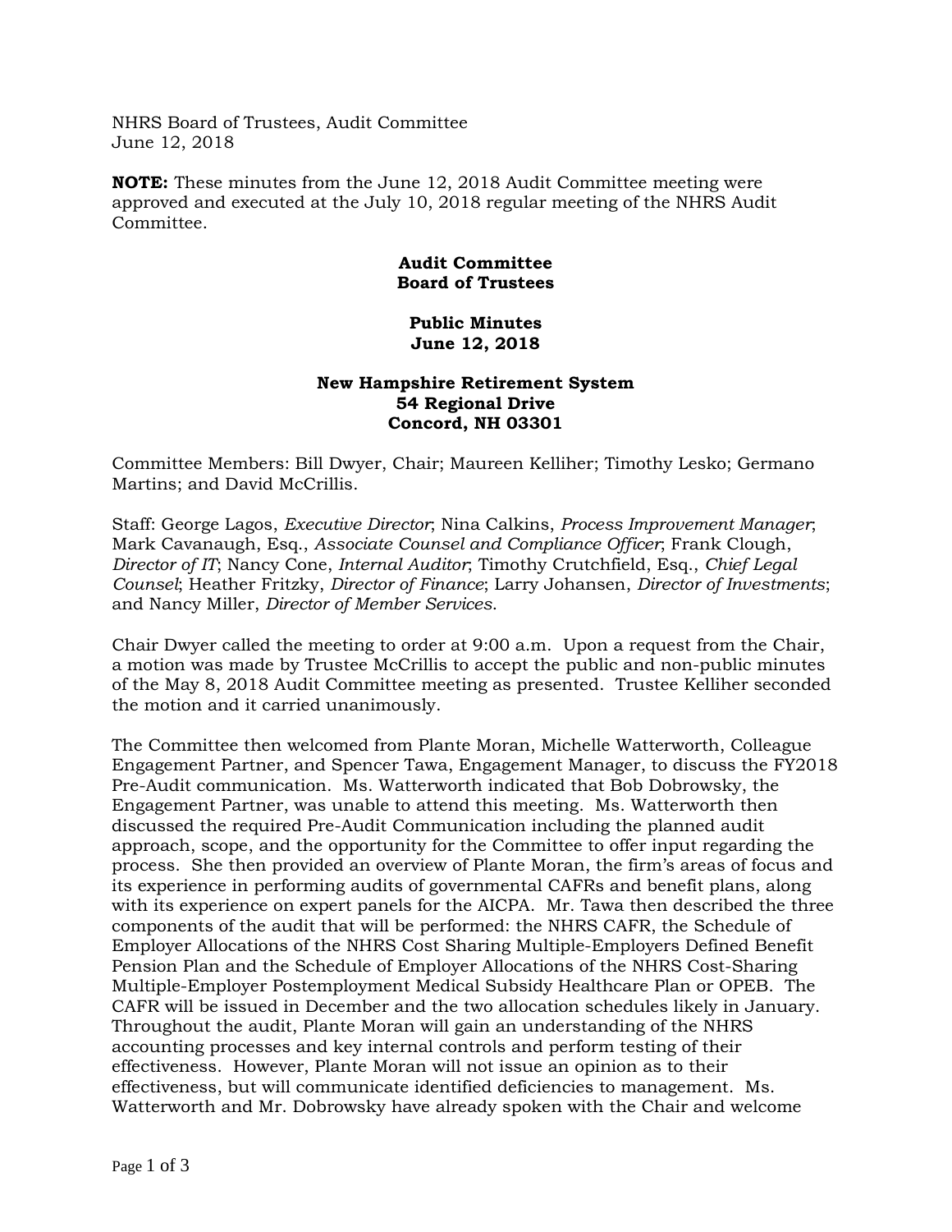NHRS Board of Trustees, Audit Committee
June 12, 2018

**NOTE:** These minutes from the June 12, 2018 Audit Committee meeting were approved and executed at the July 10, 2018 regular meeting of the NHRS Audit Committee.

**Audit Committee**
**Board of Trustees**

**Public Minutes**
**June 12, 2018**

**New Hampshire Retirement System**
**54 Regional Drive**
**Concord, NH 03301**

Committee Members: Bill Dwyer, Chair; Maureen Kelliher; Timothy Lesko; Germano Martins; and David McCrillis.

Staff: George Lagos, *Executive Director*; Nina Calkins, *Process Improvement Manager*; Mark Cavanaugh, Esq., *Associate Counsel and Compliance Officer*; Frank Clough, *Director of IT*; Nancy Cone, *Internal Auditor*; Timothy Crutchfield, Esq., *Chief Legal Counsel*; Heather Fritzky, *Director of Finance*; Larry Johansen, *Director of Investments*; and Nancy Miller, *Director of Member Services*.

Chair Dwyer called the meeting to order at 9:00 a.m. Upon a request from the Chair, a motion was made by Trustee McCrillis to accept the public and non-public minutes of the May 8, 2018 Audit Committee meeting as presented. Trustee Kelliher seconded the motion and it carried unanimously.

The Committee then welcomed from Plante Moran, Michelle Watterworth, Colleague Engagement Partner, and Spencer Tawa, Engagement Manager, to discuss the FY2018 Pre-Audit communication. Ms. Watterworth indicated that Bob Dobrowsky, the Engagement Partner, was unable to attend this meeting. Ms. Watterworth then discussed the required Pre-Audit Communication including the planned audit approach, scope, and the opportunity for the Committee to offer input regarding the process. She then provided an overview of Plante Moran, the firm's areas of focus and its experience in performing audits of governmental CAFRs and benefit plans, along with its experience on expert panels for the AICPA. Mr. Tawa then described the three components of the audit that will be performed: the NHRS CAFR, the Schedule of Employer Allocations of the NHRS Cost Sharing Multiple-Employers Defined Benefit Pension Plan and the Schedule of Employer Allocations of the NHRS Cost-Sharing Multiple-Employer Postemployment Medical Subsidy Healthcare Plan or OPEB. The CAFR will be issued in December and the two allocation schedules likely in January. Throughout the audit, Plante Moran will gain an understanding of the NHRS accounting processes and key internal controls and perform testing of their effectiveness. However, Plante Moran will not issue an opinion as to their effectiveness, but will communicate identified deficiencies to management. Ms. Watterworth and Mr. Dobrowsky have already spoken with the Chair and welcome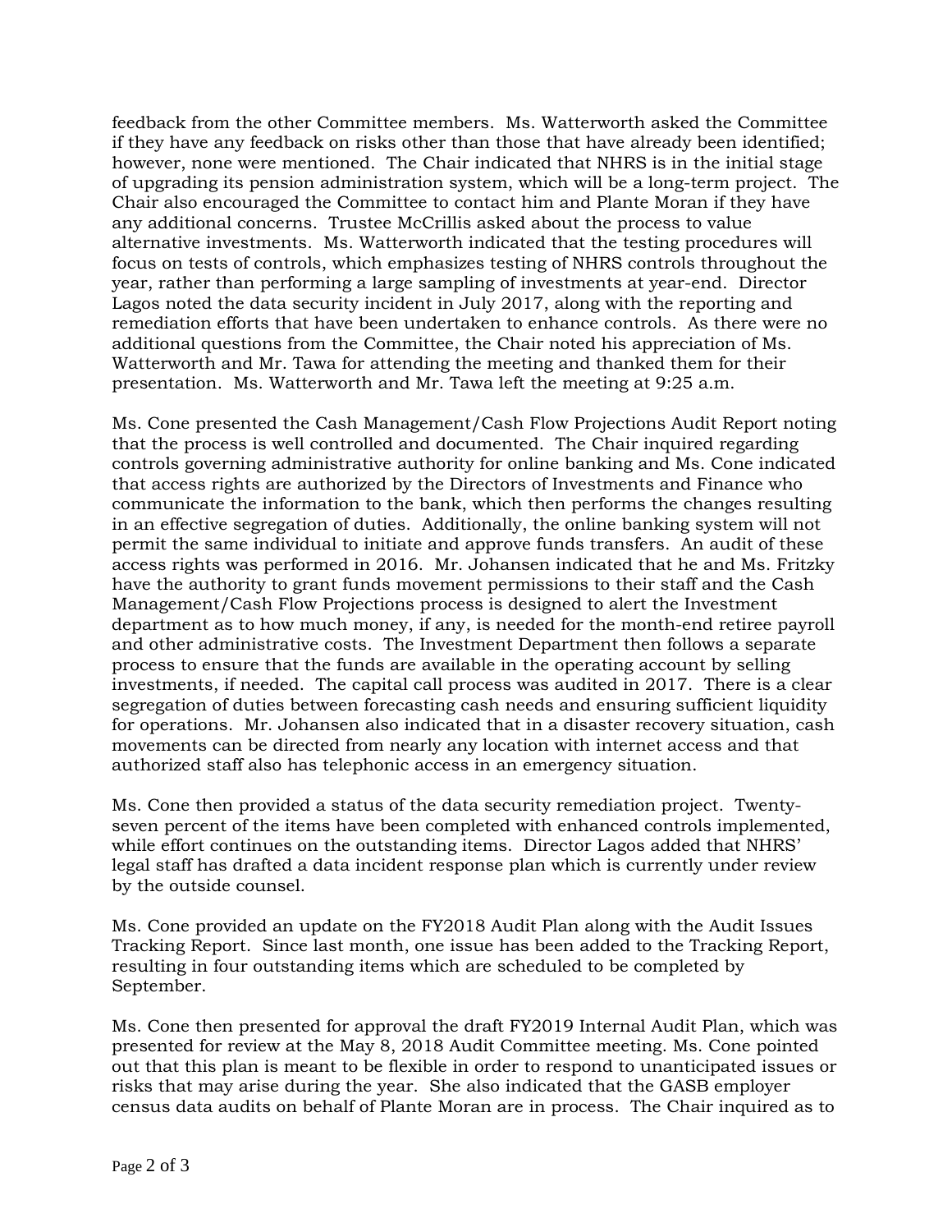feedback from the other Committee members. Ms. Watterworth asked the Committee if they have any feedback on risks other than those that have already been identified; however, none were mentioned. The Chair indicated that NHRS is in the initial stage of upgrading its pension administration system, which will be a long-term project. The Chair also encouraged the Committee to contact him and Plante Moran if they have any additional concerns. Trustee McCrillis asked about the process to value alternative investments. Ms. Watterworth indicated that the testing procedures will focus on tests of controls, which emphasizes testing of NHRS controls throughout the year, rather than performing a large sampling of investments at year-end. Director Lagos noted the data security incident in July 2017, along with the reporting and remediation efforts that have been undertaken to enhance controls. As there were no additional questions from the Committee, the Chair noted his appreciation of Ms. Watterworth and Mr. Tawa for attending the meeting and thanked them for their presentation. Ms. Watterworth and Mr. Tawa left the meeting at 9:25 a.m.

Ms. Cone presented the Cash Management/Cash Flow Projections Audit Report noting that the process is well controlled and documented. The Chair inquired regarding controls governing administrative authority for online banking and Ms. Cone indicated that access rights are authorized by the Directors of Investments and Finance who communicate the information to the bank, which then performs the changes resulting in an effective segregation of duties. Additionally, the online banking system will not permit the same individual to initiate and approve funds transfers. An audit of these access rights was performed in 2016. Mr. Johansen indicated that he and Ms. Fritzky have the authority to grant funds movement permissions to their staff and the Cash Management/Cash Flow Projections process is designed to alert the Investment department as to how much money, if any, is needed for the month-end retiree payroll and other administrative costs. The Investment Department then follows a separate process to ensure that the funds are available in the operating account by selling investments, if needed. The capital call process was audited in 2017. There is a clear segregation of duties between forecasting cash needs and ensuring sufficient liquidity for operations. Mr. Johansen also indicated that in a disaster recovery situation, cash movements can be directed from nearly any location with internet access and that authorized staff also has telephonic access in an emergency situation.

Ms. Cone then provided a status of the data security remediation project. Twenty-seven percent of the items have been completed with enhanced controls implemented, while effort continues on the outstanding items. Director Lagos added that NHRS' legal staff has drafted a data incident response plan which is currently under review by the outside counsel.

Ms. Cone provided an update on the FY2018 Audit Plan along with the Audit Issues Tracking Report. Since last month, one issue has been added to the Tracking Report, resulting in four outstanding items which are scheduled to be completed by September.

Ms. Cone then presented for approval the draft FY2019 Internal Audit Plan, which was presented for review at the May 8, 2018 Audit Committee meeting. Ms. Cone pointed out that this plan is meant to be flexible in order to respond to unanticipated issues or risks that may arise during the year. She also indicated that the GASB employer census data audits on behalf of Plante Moran are in process. The Chair inquired as to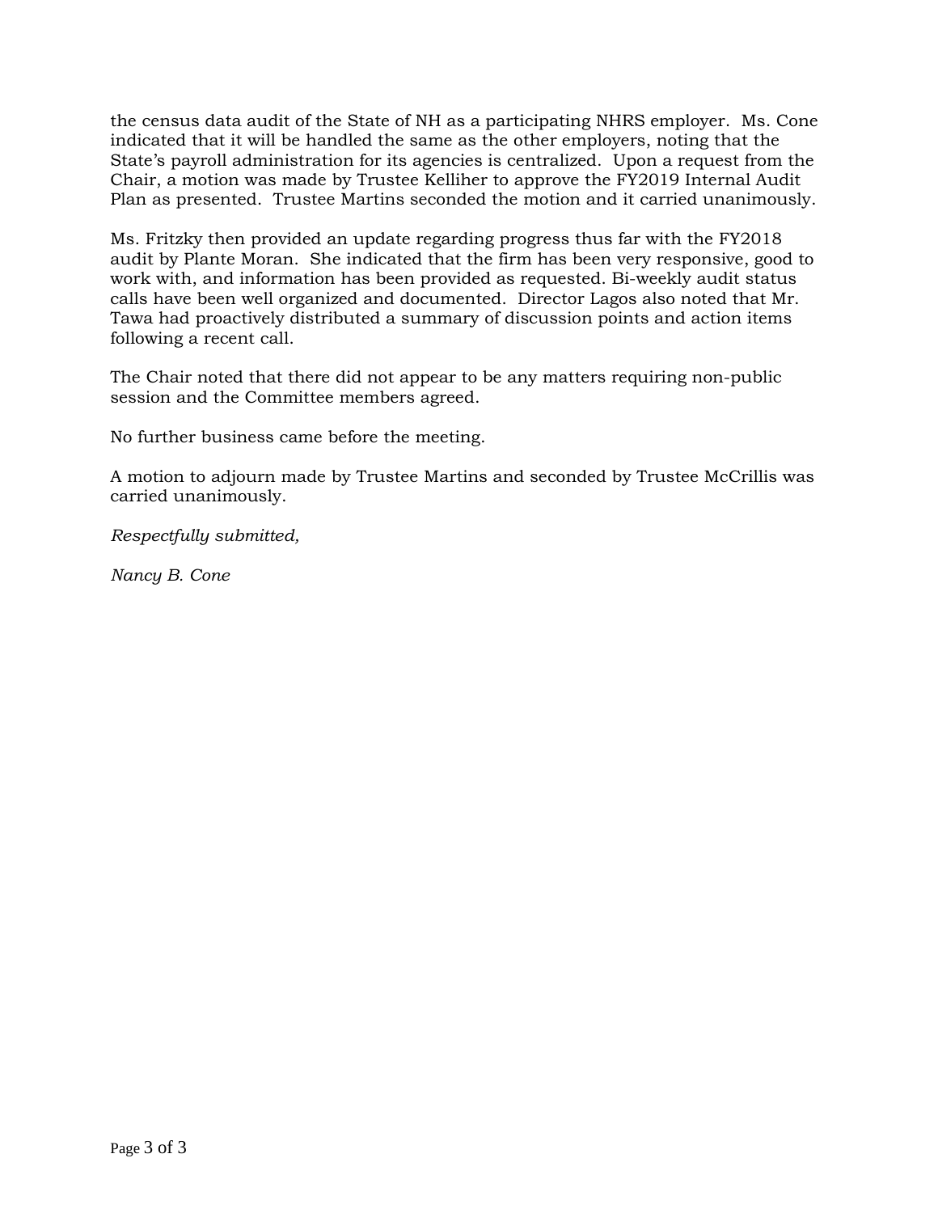the census data audit of the State of NH as a participating NHRS employer. Ms. Cone indicated that it will be handled the same as the other employers, noting that the State's payroll administration for its agencies is centralized. Upon a request from the Chair, a motion was made by Trustee Kelliher to approve the FY2019 Internal Audit Plan as presented. Trustee Martins seconded the motion and it carried unanimously.

Ms. Fritzky then provided an update regarding progress thus far with the FY2018 audit by Plante Moran. She indicated that the firm has been very responsive, good to work with, and information has been provided as requested. Bi-weekly audit status calls have been well organized and documented. Director Lagos also noted that Mr. Tawa had proactively distributed a summary of discussion points and action items following a recent call.

The Chair noted that there did not appear to be any matters requiring non-public session and the Committee members agreed.

No further business came before the meeting.

A motion to adjourn made by Trustee Martins and seconded by Trustee McCrillis was carried unanimously.

*Respectfully submitted,*

*Nancy B. Cone*